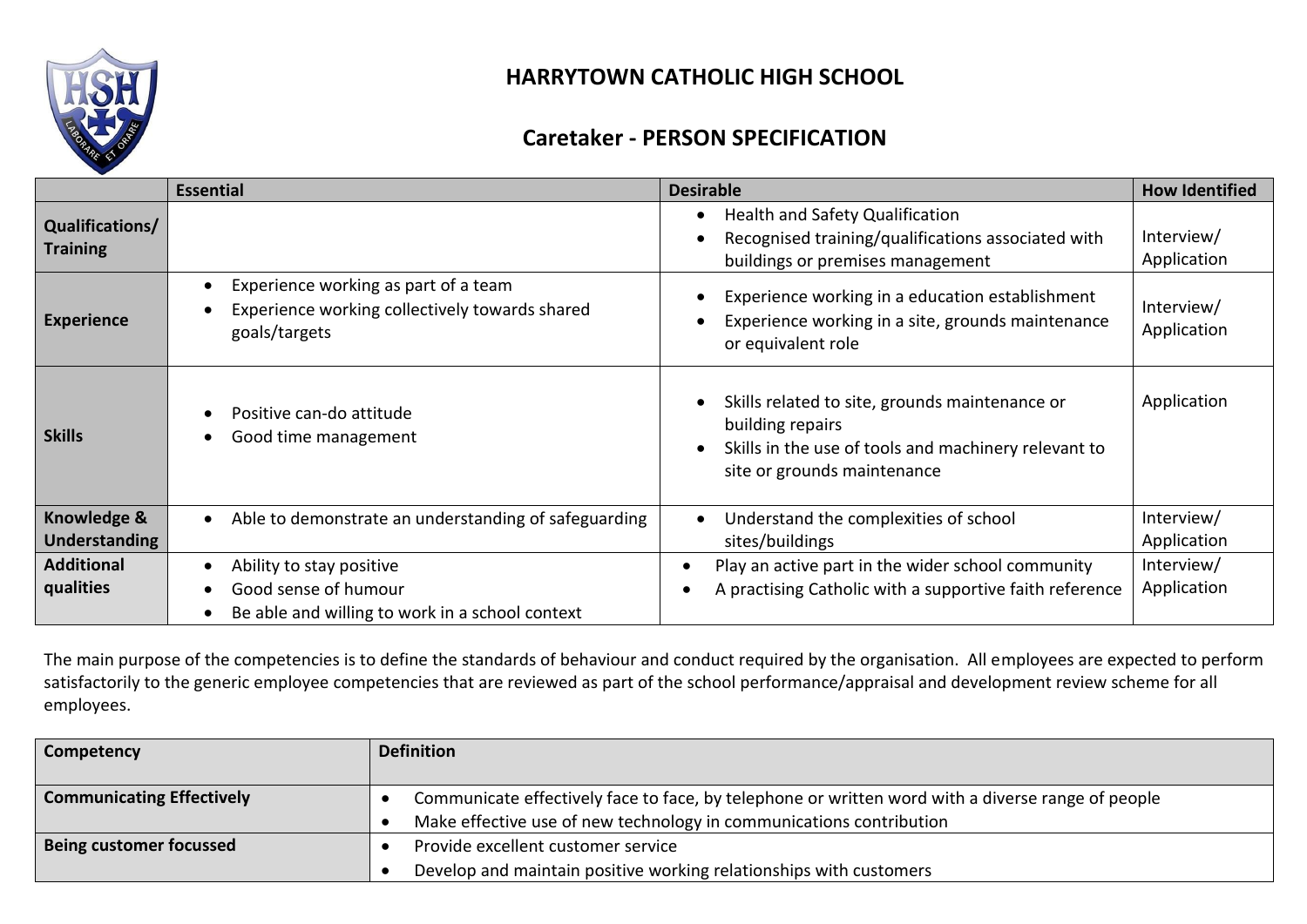# HARRYTOWN CATHOLIC HIGH SCHOOL

## Caretaker - PERSON SPECIFICATION

| | Essential | Desirable | How Identified |
|---|---|---|---|
| **Qualifications/ Training** | | • Health and Safety Qualification<br>• Recognised training/qualifications associated with buildings or premises management | Interview/ Application |
| **Experience** | • Experience working as part of a team<br>• Experience working collectively towards shared goals/targets | • Experience working in a education establishment<br>• Experience working in a site, grounds maintenance or equivalent role | Interview/ Application |
| **Skills** | • Positive can-do attitude<br>• Good time management | • Skills related to site, grounds maintenance or building repairs<br>• Skills in the use of tools and machinery relevant to site or grounds maintenance | Application |
| **Knowledge & Understanding** | • Able to demonstrate an understanding of safeguarding | • Understand the complexities of school sites/buildings | Interview/ Application |
| **Additional qualities** | • Ability to stay positive<br>• Good sense of humour<br>• Be able and willing to work in a school context | • Play an active part in the wider school community<br>• A practising Catholic with a supportive faith reference | Interview/ Application |

The main purpose of the competencies is to define the standards of behaviour and conduct required by the organisation. All employees are expected to perform satisfactorily to the generic employee competencies that are reviewed as part of the school performance/appraisal and development review scheme for all employees.

| Competency | Definition |
|---|---|
| **Communicating Effectively** | • Communicate effectively face to face, by telephone or written word with a diverse range of people<br>• Make effective use of new technology in communications contribution |
| **Being customer focussed** | • Provide excellent customer service<br>• Develop and maintain positive working relationships with customers |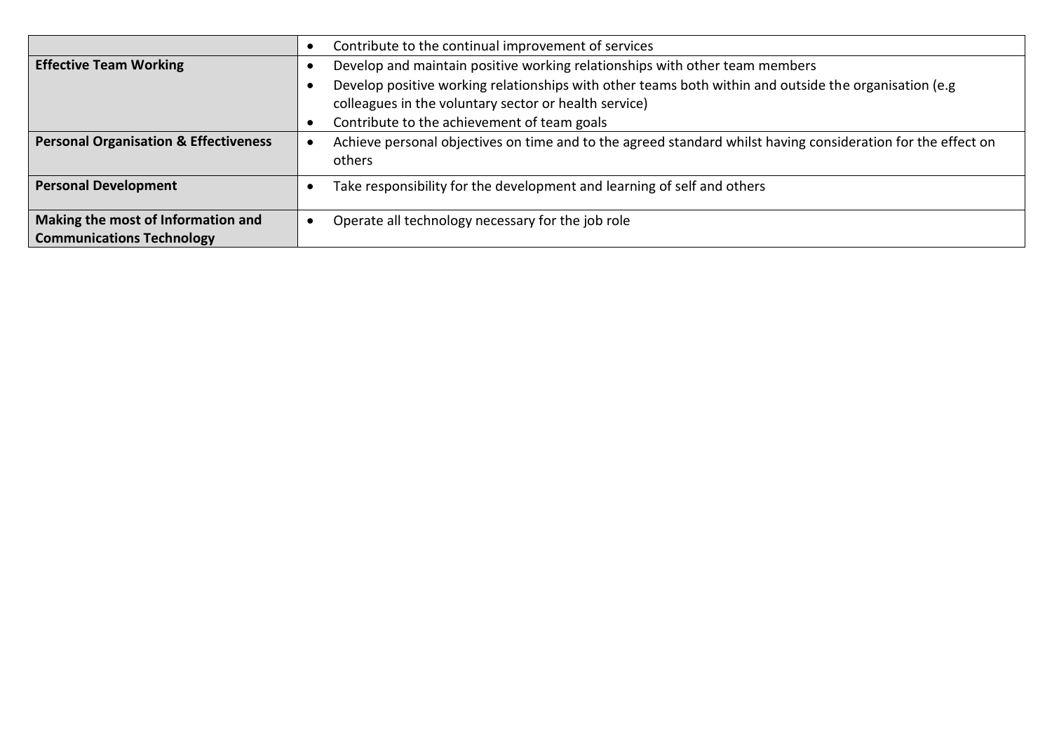| | |
|---|---|
| | • Contribute to the continual improvement of services |
| **Effective Team Working** | • Develop and maintain positive working relationships with other team members<br>• Develop positive working relationships with other teams both within and outside the organisation (e.g colleagues in the voluntary sector or health service)<br>• Contribute to the achievement of team goals |
| **Personal Organisation & Effectiveness** | • Achieve personal objectives on time and to the agreed standard whilst having consideration for the effect on others |
| **Personal Development** | • Take responsibility for the development and learning of self and others |
| **Making the most of Information and Communications Technology** | • Operate all technology necessary for the job role |